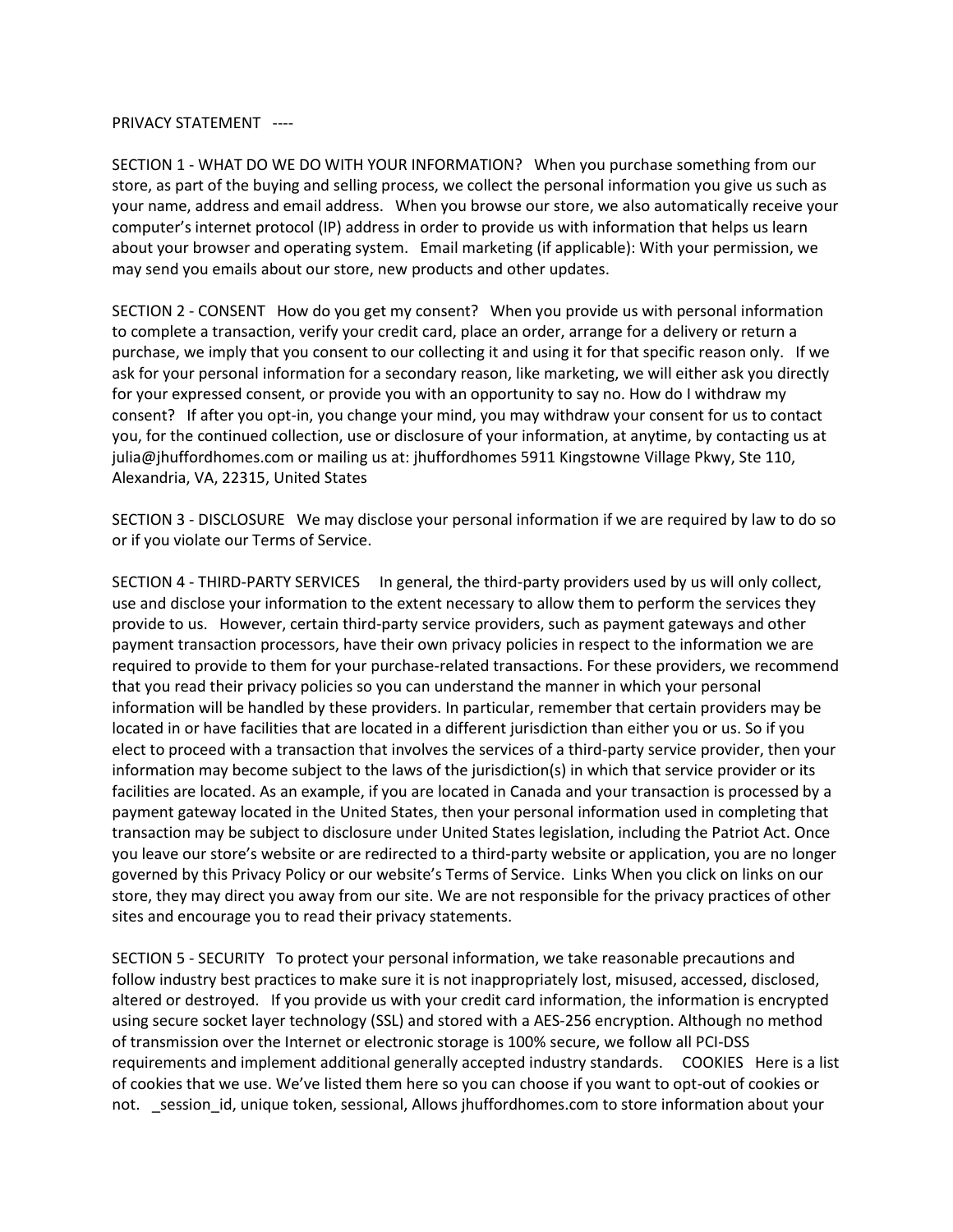PRIVACY STATEMENT ----

SECTION 1 - WHAT DO WE DO WITH YOUR INFORMATION? When you purchase something from our store, as part of the buying and selling process, we collect the personal information you give us such as your name, address and email address. When you browse our store, we also automatically receive your computer's internet protocol (IP) address in order to provide us with information that helps us learn about your browser and operating system. Email marketing (if applicable): With your permission, we may send you emails about our store, new products and other updates.

SECTION 2 - CONSENT How do you get my consent? When you provide us with personal information to complete a transaction, verify your credit card, place an order, arrange for a delivery or return a purchase, we imply that you consent to our collecting it and using it for that specific reason only. If we ask for your personal information for a secondary reason, like marketing, we will either ask you directly for your expressed consent, or provide you with an opportunity to say no. How do I withdraw my consent? If after you opt-in, you change your mind, you may withdraw your consent for us to contact you, for the continued collection, use or disclosure of your information, at anytime, by contacting us at julia@jhuffordhomes.com or mailing us at: jhuffordhomes 5911 Kingstowne Village Pkwy, Ste 110, Alexandria, VA, 22315, United States

SECTION 3 - DISCLOSURE We may disclose your personal information if we are required by law to do so or if you violate our Terms of Service.

SECTION 4 - THIRD-PARTY SERVICES In general, the third-party providers used by us will only collect, use and disclose your information to the extent necessary to allow them to perform the services they provide to us. However, certain third-party service providers, such as payment gateways and other payment transaction processors, have their own privacy policies in respect to the information we are required to provide to them for your purchase-related transactions. For these providers, we recommend that you read their privacy policies so you can understand the manner in which your personal information will be handled by these providers. In particular, remember that certain providers may be located in or have facilities that are located in a different jurisdiction than either you or us. So if you elect to proceed with a transaction that involves the services of a third-party service provider, then your information may become subject to the laws of the jurisdiction(s) in which that service provider or its facilities are located. As an example, if you are located in Canada and your transaction is processed by a payment gateway located in the United States, then your personal information used in completing that transaction may be subject to disclosure under United States legislation, including the Patriot Act. Once you leave our store's website or are redirected to a third-party website or application, you are no longer governed by this Privacy Policy or our website's Terms of Service. Links When you click on links on our store, they may direct you away from our site. We are not responsible for the privacy practices of other sites and encourage you to read their privacy statements.

SECTION 5 - SECURITY To protect your personal information, we take reasonable precautions and follow industry best practices to make sure it is not inappropriately lost, misused, accessed, disclosed, altered or destroyed. If you provide us with your credit card information, the information is encrypted using secure socket layer technology (SSL) and stored with a AES-256 encryption. Although no method of transmission over the Internet or electronic storage is 100% secure, we follow all PCI-DSS requirements and implement additional generally accepted industry standards. COOKIES Here is a list of cookies that we use. We've listed them here so you can choose if you want to opt-out of cookies or not. _session_id, unique token, sessional, Allows jhuffordhomes.com to store information about your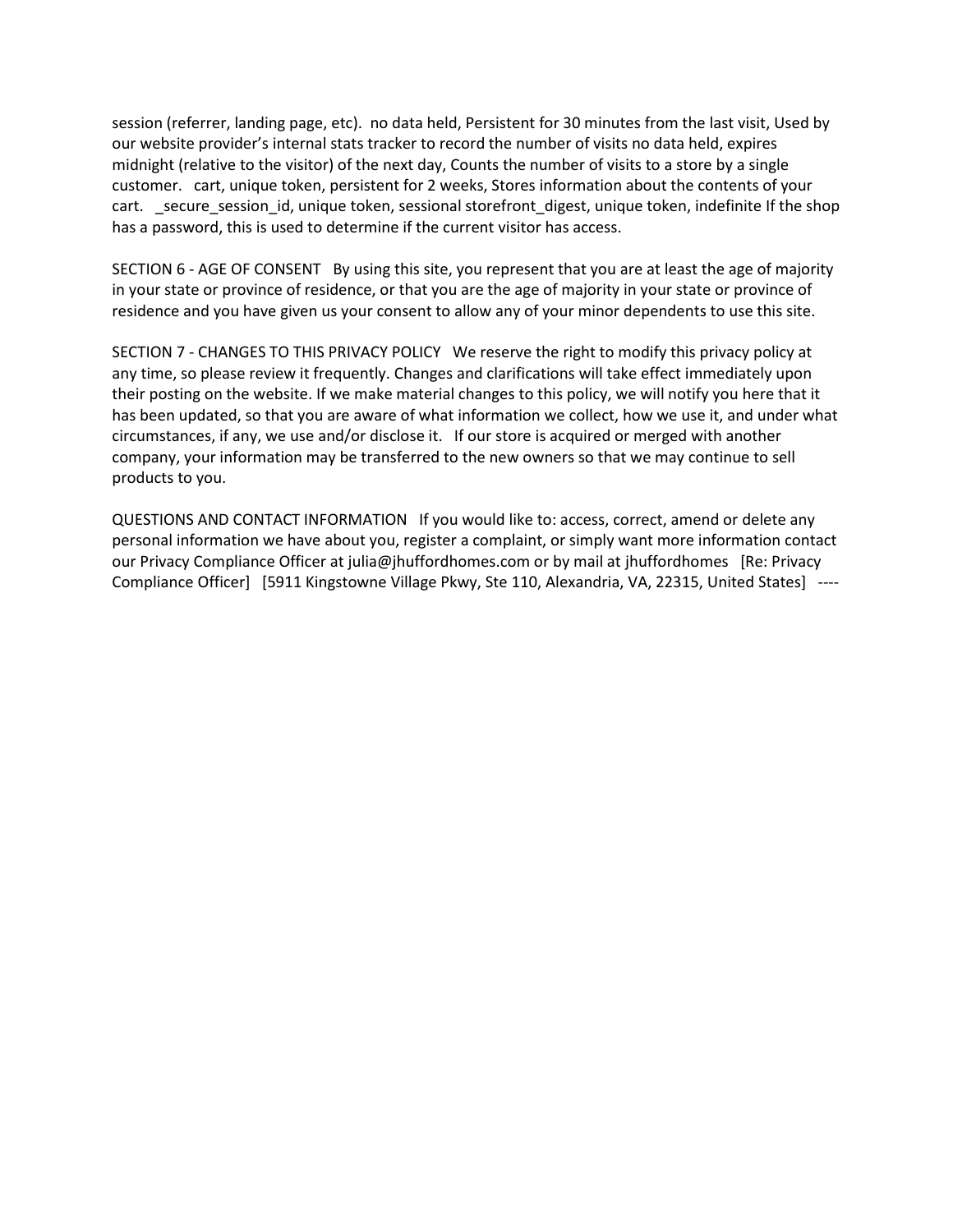session (referrer, landing page, etc). no data held, Persistent for 30 minutes from the last visit, Used by our website provider's internal stats tracker to record the number of visits no data held, expires midnight (relative to the visitor) of the next day, Counts the number of visits to a store by a single customer. cart, unique token, persistent for 2 weeks, Stores information about the contents of your cart. _secure_session_id, unique token, sessional storefront_digest, unique token, indefinite If the shop has a password, this is used to determine if the current visitor has access.

SECTION 6 - AGE OF CONSENT By using this site, you represent that you are at least the age of majority in your state or province of residence, or that you are the age of majority in your state or province of residence and you have given us your consent to allow any of your minor dependents to use this site.

SECTION 7 - CHANGES TO THIS PRIVACY POLICY We reserve the right to modify this privacy policy at any time, so please review it frequently. Changes and clarifications will take effect immediately upon their posting on the website. If we make material changes to this policy, we will notify you here that it has been updated, so that you are aware of what information we collect, how we use it, and under what circumstances, if any, we use and/or disclose it. If our store is acquired or merged with another company, your information may be transferred to the new owners so that we may continue to sell products to you.

QUESTIONS AND CONTACT INFORMATION If you would like to: access, correct, amend or delete any personal information we have about you, register a complaint, or simply want more information contact our Privacy Compliance Officer at julia@jhuffordhomes.com or by mail at jhuffordhomes [Re: Privacy Compliance Officer] [5911 Kingstowne Village Pkwy, Ste 110, Alexandria, VA, 22315, United States] ----